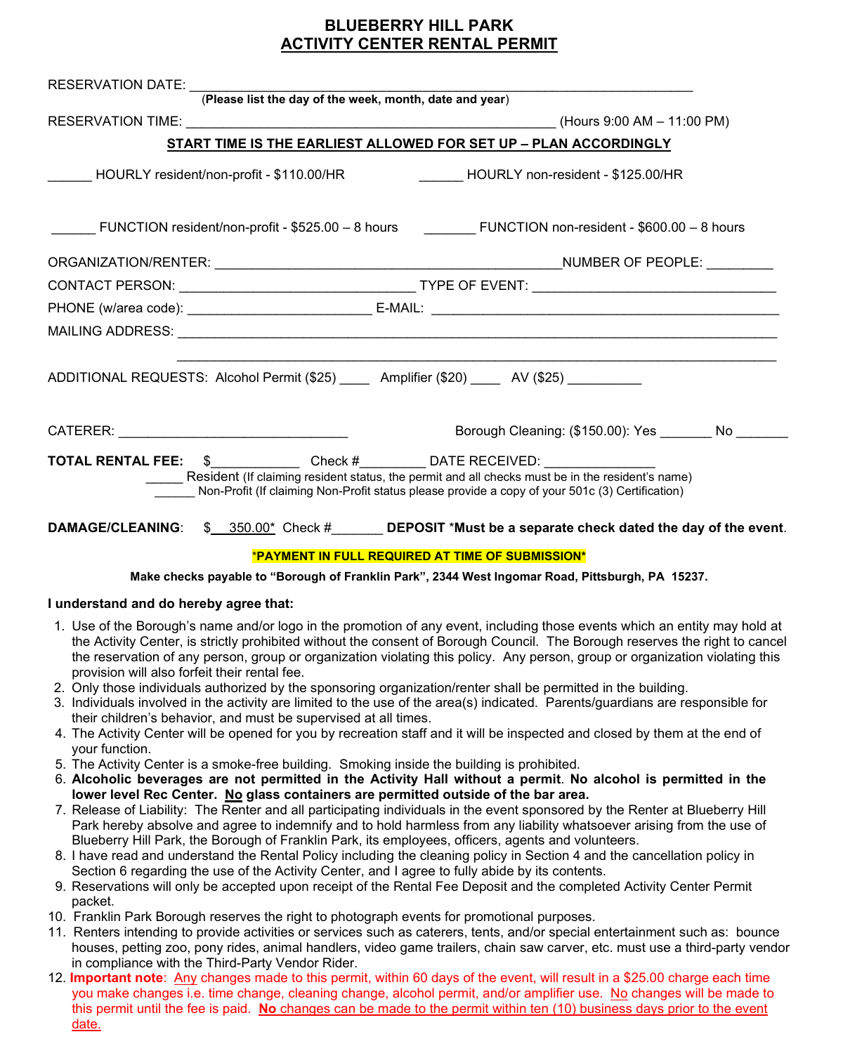# BLUEBERRY HILL PARK
## ACTIVITY CENTER RENTAL PERMIT

RESERVATION DATE: ___________________________________________________________________________
(**Please list the day of the week, month, date and year**)

RESERVATION TIME: ______________________________________________________ (Hours 9:00 AM – 11:00 PM)

**START TIME IS THE EARLIEST ALLOWED FOR SET UP – PLAN ACCORDINGLY**

______ HOURLY resident/non-profit - $110.00/HR ______ HOURLY non-resident - $125.00/HR

______ FUNCTION resident/non-profit - $525.00 – 8 hours _______ FUNCTION non-resident - $600.00 – 8 hours

ORGANIZATION/RENTER: ________________________________________________NUMBER OF PEOPLE: _________

CONTACT PERSON: ________________________________ TYPE OF EVENT: _________________________________

PHONE (w/area code): _________________________ E-MAIL: ______________________________________________

MAILING ADDRESS: ___________________________________________________________________________________

___________________________________________________________________________________

ADDITIONAL REQUESTS: Alcohol Permit ($25) ____ Amplifier ($20) ____ AV ($25) __________

CATERER: _______________________________ Borough Cleaning: ($150.00): Yes _______ No _______

**TOTAL RENTAL FEE:** $____________ Check #_________ DATE RECEIVED: _______________

_____ Resident (If claiming resident status, the permit and all checks must be in the resident's name)
______ Non-Profit (If claiming Non-Profit status please provide a copy of your 501c (3) Certification)

**DAMAGE/CLEANING**: $__350.00*__ Check #_______ **DEPOSIT** ***Must be a separate check dated the day of the event**.

***PAYMENT IN FULL REQUIRED AT TIME OF SUBMISSION***

**Make checks payable to "Borough of Franklin Park", 2344 West Ingomar Road, Pittsburgh, PA 15237.**

**I understand and do hereby agree that:**

1. Use of the Borough's name and/or logo in the promotion of any event, including those events which an entity may hold at the Activity Center, is strictly prohibited without the consent of Borough Council. The Borough reserves the right to cancel the reservation of any person, group or organization violating this policy. Any person, group or organization violating this provision will also forfeit their rental fee.
2. Only those individuals authorized by the sponsoring organization/renter shall be permitted in the building.
3. Individuals involved in the activity are limited to the use of the area(s) indicated. Parents/guardians are responsible for their children's behavior, and must be supervised at all times.
4. The Activity Center will be opened for you by recreation staff and it will be inspected and closed by them at the end of your function.
5. The Activity Center is a smoke-free building. Smoking inside the building is prohibited.
6. **Alcoholic beverages are not permitted in the Activity Hall without a permit**. **No alcohol is permitted in the lower level Rec Center. No glass containers are permitted outside of the bar area.**
7. Release of Liability: The Renter and all participating individuals in the event sponsored by the Renter at Blueberry Hill Park hereby absolve and agree to indemnify and to hold harmless from any liability whatsoever arising from the use of Blueberry Hill Park, the Borough of Franklin Park, its employees, officers, agents and volunteers.
8. I have read and understand the Rental Policy including the cleaning policy in Section 4 and the cancellation policy in Section 6 regarding the use of the Activity Center, and I agree to fully abide by its contents.
9. Reservations will only be accepted upon receipt of the Rental Fee Deposit and the completed Activity Center Permit packet.
10. Franklin Park Borough reserves the right to photograph events for promotional purposes.
11. Renters intending to provide activities or services such as caterers, tents, and/or special entertainment such as: bounce houses, petting zoo, pony rides, animal handlers, video game trailers, chain saw carver, etc. must use a third-party vendor in compliance with the Third-Party Vendor Rider.
12. **Important note**: Any changes made to this permit, within 60 days of the event, will result in a $25.00 charge each time you make changes i.e. time change, cleaning change, alcohol permit, and/or amplifier use. No changes will be made to this permit until the fee is paid. **No** changes can be made to the permit within ten (10) business days prior to the event date.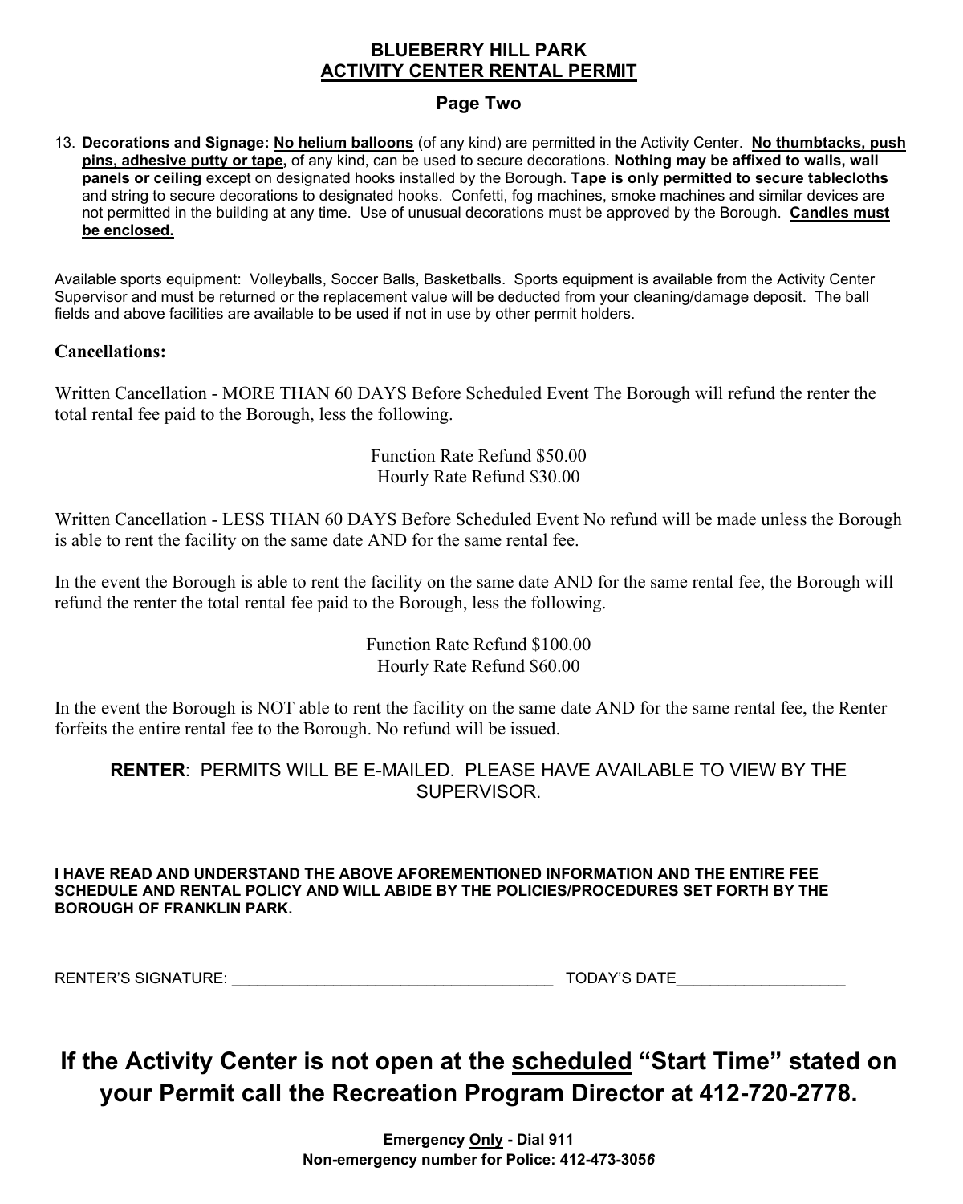**BLUEBERRY HILL PARK**
**ACTIVITY CENTER RENTAL PERMIT**

**Page Two**

13. **Decorations and Signage: No helium balloons** (of any kind) are permitted in the Activity Center. **No thumbtacks, push pins, adhesive putty or tape,** of any kind, can be used to secure decorations. **Nothing may be affixed to walls, wall panels or ceiling** except on designated hooks installed by the Borough. **Tape is only permitted to secure tablecloths** and string to secure decorations to designated hooks. Confetti, fog machines, smoke machines and similar devices are not permitted in the building at any time. Use of unusual decorations must be approved by the Borough. **Candles must be enclosed.**

Available sports equipment: Volleyballs, Soccer Balls, Basketballs. Sports equipment is available from the Activity Center Supervisor and must be returned or the replacement value will be deducted from your cleaning/damage deposit. The ball fields and above facilities are available to be used if not in use by other permit holders.

**Cancellations:**

Written Cancellation - MORE THAN 60 DAYS Before Scheduled Event The Borough will refund the renter the total rental fee paid to the Borough, less the following.

Function Rate Refund $50.00
Hourly Rate Refund $30.00

Written Cancellation - LESS THAN 60 DAYS Before Scheduled Event No refund will be made unless the Borough is able to rent the facility on the same date AND for the same rental fee.

In the event the Borough is able to rent the facility on the same date AND for the same rental fee, the Borough will refund the renter the total rental fee paid to the Borough, less the following.

Function Rate Refund $100.00
Hourly Rate Refund $60.00

In the event the Borough is NOT able to rent the facility on the same date AND for the same rental fee, the Renter forfeits the entire rental fee to the Borough. No refund will be issued.

**RENTER**: PERMITS WILL BE E-MAILED. PLEASE HAVE AVAILABLE TO VIEW BY THE SUPERVISOR.

**I HAVE READ AND UNDERSTAND THE ABOVE AFOREMENTIONED INFORMATION AND THE ENTIRE FEE SCHEDULE AND RENTAL POLICY AND WILL ABIDE BY THE POLICIES/PROCEDURES SET FORTH BY THE BOROUGH OF FRANKLIN PARK.**

RENTER'S SIGNATURE: ______________________________________ TODAY'S DATE____________________

## If the Activity Center is not open at the scheduled "Start Time" stated on your Permit call the Recreation Program Director at 412-720-2778.

**Emergency Only - Dial 911**
**Non-emergency number for Police: 412-473-3056**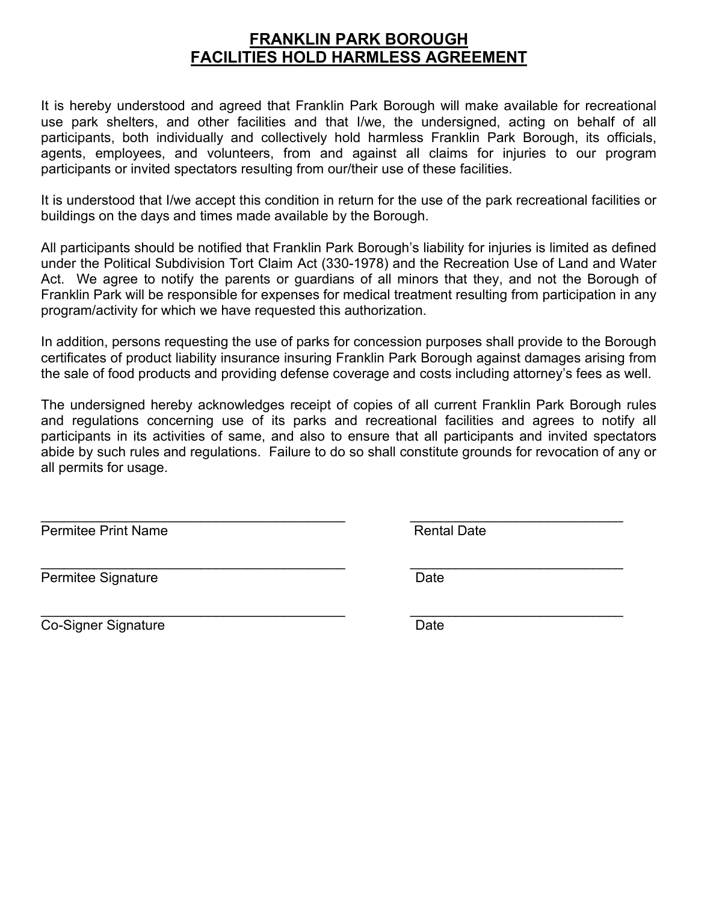# FRANKLIN PARK BOROUGH
# FACILITIES HOLD HARMLESS AGREEMENT

It is hereby understood and agreed that Franklin Park Borough will make available for recreational use park shelters, and other facilities and that I/we, the undersigned, acting on behalf of all participants, both individually and collectively hold harmless Franklin Park Borough, its officials, agents, employees, and volunteers, from and against all claims for injuries to our program participants or invited spectators resulting from our/their use of these facilities.

It is understood that I/we accept this condition in return for the use of the park recreational facilities or buildings on the days and times made available by the Borough.

All participants should be notified that Franklin Park Borough's liability for injuries is limited as defined under the Political Subdivision Tort Claim Act (330-1978) and the Recreation Use of Land and Water Act. We agree to notify the parents or guardians of all minors that they, and not the Borough of Franklin Park will be responsible for expenses for medical treatment resulting from participation in any program/activity for which we have requested this authorization.

In addition, persons requesting the use of parks for concession purposes shall provide to the Borough certificates of product liability insurance insuring Franklin Park Borough against damages arising from the sale of food products and providing defense coverage and costs including attorney's fees as well.

The undersigned hereby acknowledges receipt of copies of all current Franklin Park Borough rules and regulations concerning use of its parks and recreational facilities and agrees to notify all participants in its activities of same, and also to ensure that all participants and invited spectators abide by such rules and regulations. Failure to do so shall constitute grounds for revocation of any or all permits for usage.

_________________________________________ ____________________________
Permitee Print Name Rental Date

_________________________________________ ____________________________
Permitee Signature Date

_________________________________________ ____________________________
Co-Signer Signature Date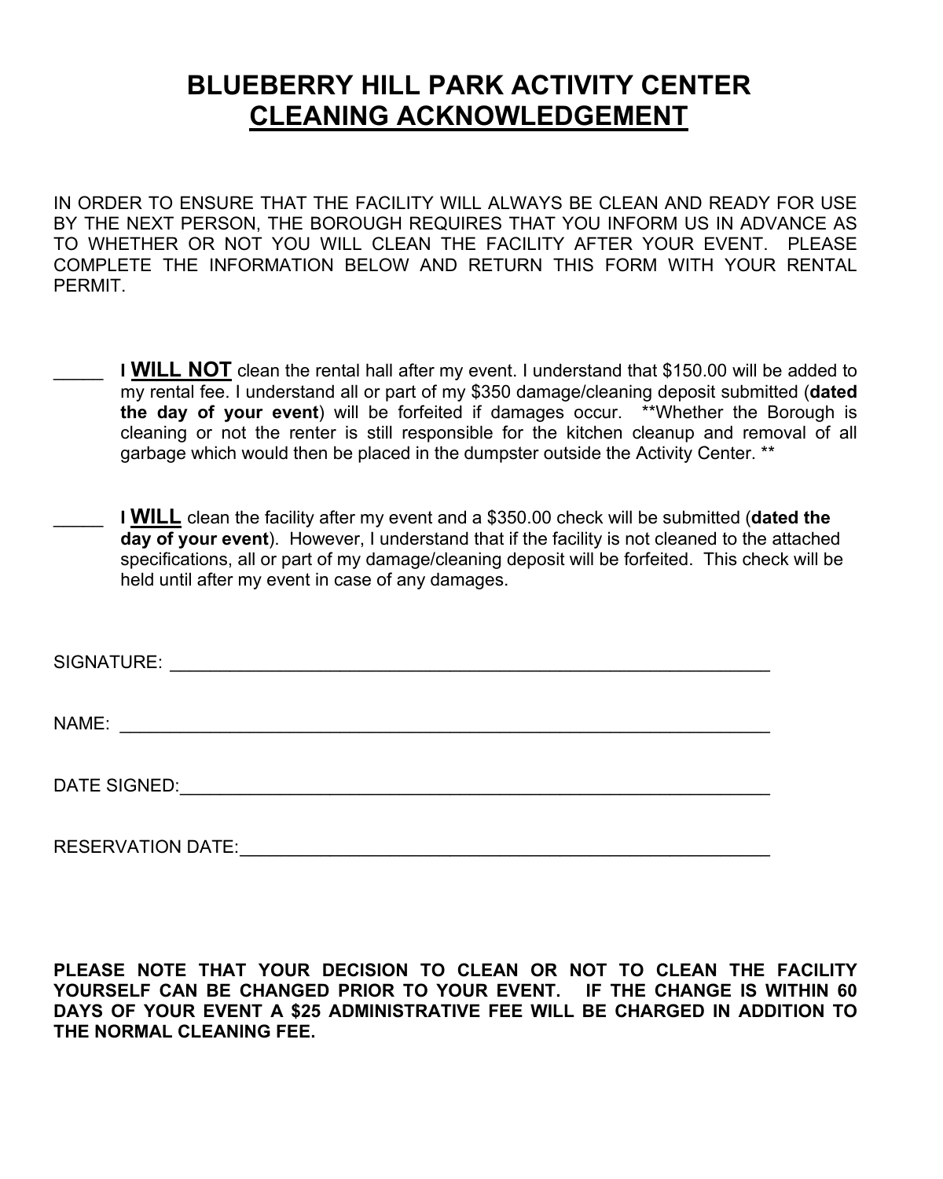# BLUEBERRY HILL PARK ACTIVITY CENTER
## CLEANING ACKNOWLEDGEMENT

IN ORDER TO ENSURE THAT THE FACILITY WILL ALWAYS BE CLEAN AND READY FOR USE BY THE NEXT PERSON, THE BOROUGH REQUIRES THAT YOU INFORM US IN ADVANCE AS TO WHETHER OR NOT YOU WILL CLEAN THE FACILITY AFTER YOUR EVENT. PLEASE COMPLETE THE INFORMATION BELOW AND RETURN THIS FORM WITH YOUR RENTAL PERMIT.

_____ I **WILL NOT** clean the rental hall after my event. I understand that $150.00 will be added to my rental fee. I understand all or part of my $350 damage/cleaning deposit submitted (**dated the day of your event**) will be forfeited if damages occur. **Whether the Borough is cleaning or not the renter is still responsible for the kitchen cleanup and removal of all garbage which would then be placed in the dumpster outside the Activity Center. **

_____ I **WILL** clean the facility after my event and a $350.00 check will be submitted (**dated the day of your event**). However, I understand that if the facility is not cleaned to the attached specifications, all or part of my damage/cleaning deposit will be forfeited. This check will be held until after my event in case of any damages.

SIGNATURE: ____________________________________________________________

NAME: ________________________________________________________________

DATE SIGNED:___________________________________________________________

RESERVATION DATE:______________________________________________________

**PLEASE NOTE THAT YOUR DECISION TO CLEAN OR NOT TO CLEAN THE FACILITY YOURSELF CAN BE CHANGED PRIOR TO YOUR EVENT. IF THE CHANGE IS WITHIN 60 DAYS OF YOUR EVENT A $25 ADMINISTRATIVE FEE WILL BE CHARGED IN ADDITION TO THE NORMAL CLEANING FEE.**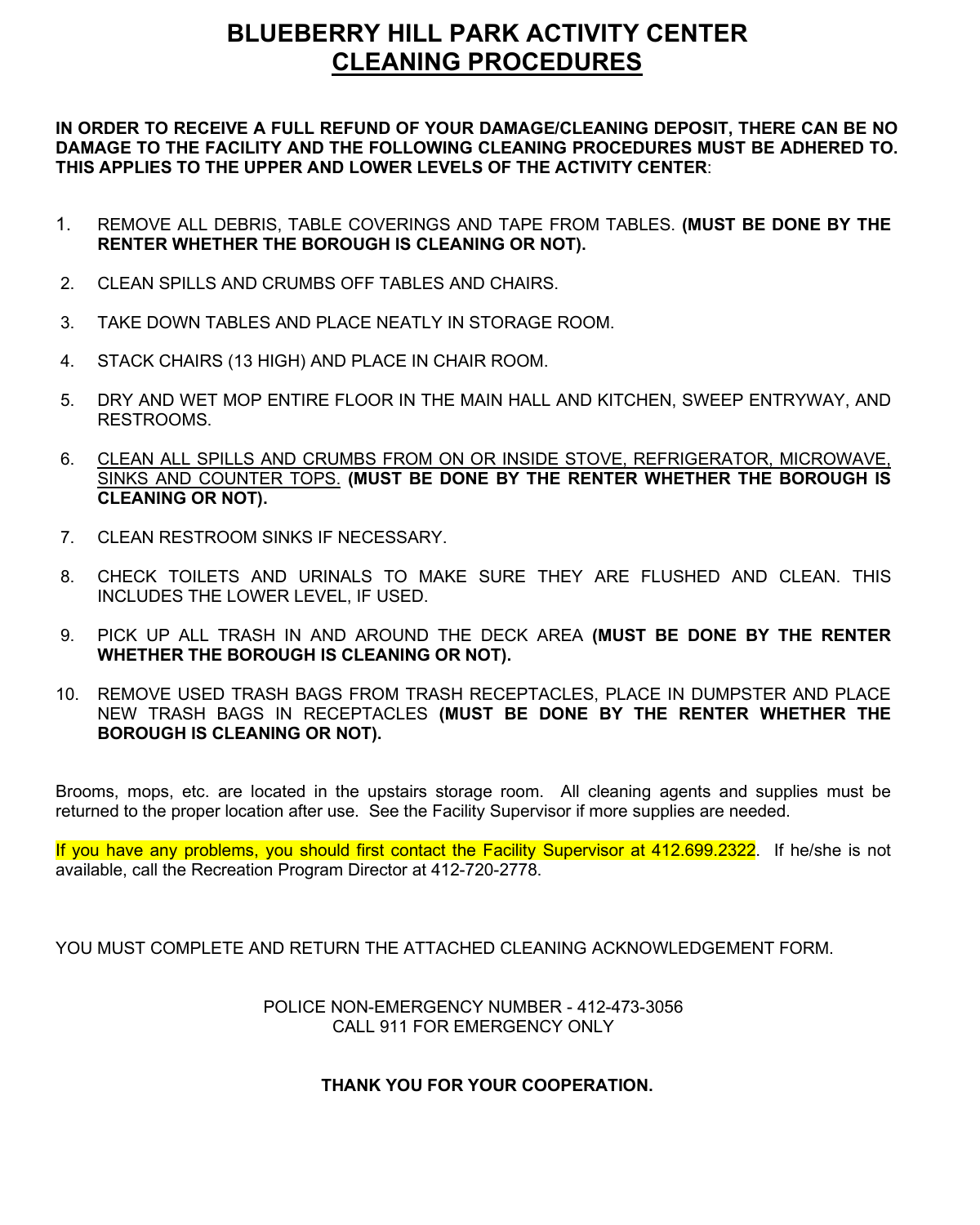# BLUEBERRY HILL PARK ACTIVITY CENTER
## CLEANING PROCEDURES

**IN ORDER TO RECEIVE A FULL REFUND OF YOUR DAMAGE/CLEANING DEPOSIT, THERE CAN BE NO DAMAGE TO THE FACILITY AND THE FOLLOWING CLEANING PROCEDURES MUST BE ADHERED TO. THIS APPLIES TO THE UPPER AND LOWER LEVELS OF THE ACTIVITY CENTER**:

1. REMOVE ALL DEBRIS, TABLE COVERINGS AND TAPE FROM TABLES. **(MUST BE DONE BY THE RENTER WHETHER THE BOROUGH IS CLEANING OR NOT).**
2. CLEAN SPILLS AND CRUMBS OFF TABLES AND CHAIRS.
3. TAKE DOWN TABLES AND PLACE NEATLY IN STORAGE ROOM.
4. STACK CHAIRS (13 HIGH) AND PLACE IN CHAIR ROOM.
5. DRY AND WET MOP ENTIRE FLOOR IN THE MAIN HALL AND KITCHEN, SWEEP ENTRYWAY, AND RESTROOMS.
6. CLEAN ALL SPILLS AND CRUMBS FROM ON OR INSIDE STOVE, REFRIGERATOR, MICROWAVE, SINKS AND COUNTER TOPS. **(MUST BE DONE BY THE RENTER WHETHER THE BOROUGH IS CLEANING OR NOT).**
7. CLEAN RESTROOM SINKS IF NECESSARY.
8. CHECK TOILETS AND URINALS TO MAKE SURE THEY ARE FLUSHED AND CLEAN. THIS INCLUDES THE LOWER LEVEL, IF USED.
9. PICK UP ALL TRASH IN AND AROUND THE DECK AREA **(MUST BE DONE BY THE RENTER WHETHER THE BOROUGH IS CLEANING OR NOT).**
10. REMOVE USED TRASH BAGS FROM TRASH RECEPTACLES, PLACE IN DUMPSTER AND PLACE NEW TRASH BAGS IN RECEPTACLES **(MUST BE DONE BY THE RENTER WHETHER THE BOROUGH IS CLEANING OR NOT).**

Brooms, mops, etc. are located in the upstairs storage room. All cleaning agents and supplies must be returned to the proper location after use. See the Facility Supervisor if more supplies are needed.

If you have any problems, you should first contact the Facility Supervisor at 412.699.2322. If he/she is not available, call the Recreation Program Director at 412-720-2778.

YOU MUST COMPLETE AND RETURN THE ATTACHED CLEANING ACKNOWLEDGEMENT FORM.

POLICE NON-EMERGENCY NUMBER - 412-473-3056
CALL 911 FOR EMERGENCY ONLY

**THANK YOU FOR YOUR COOPERATION.**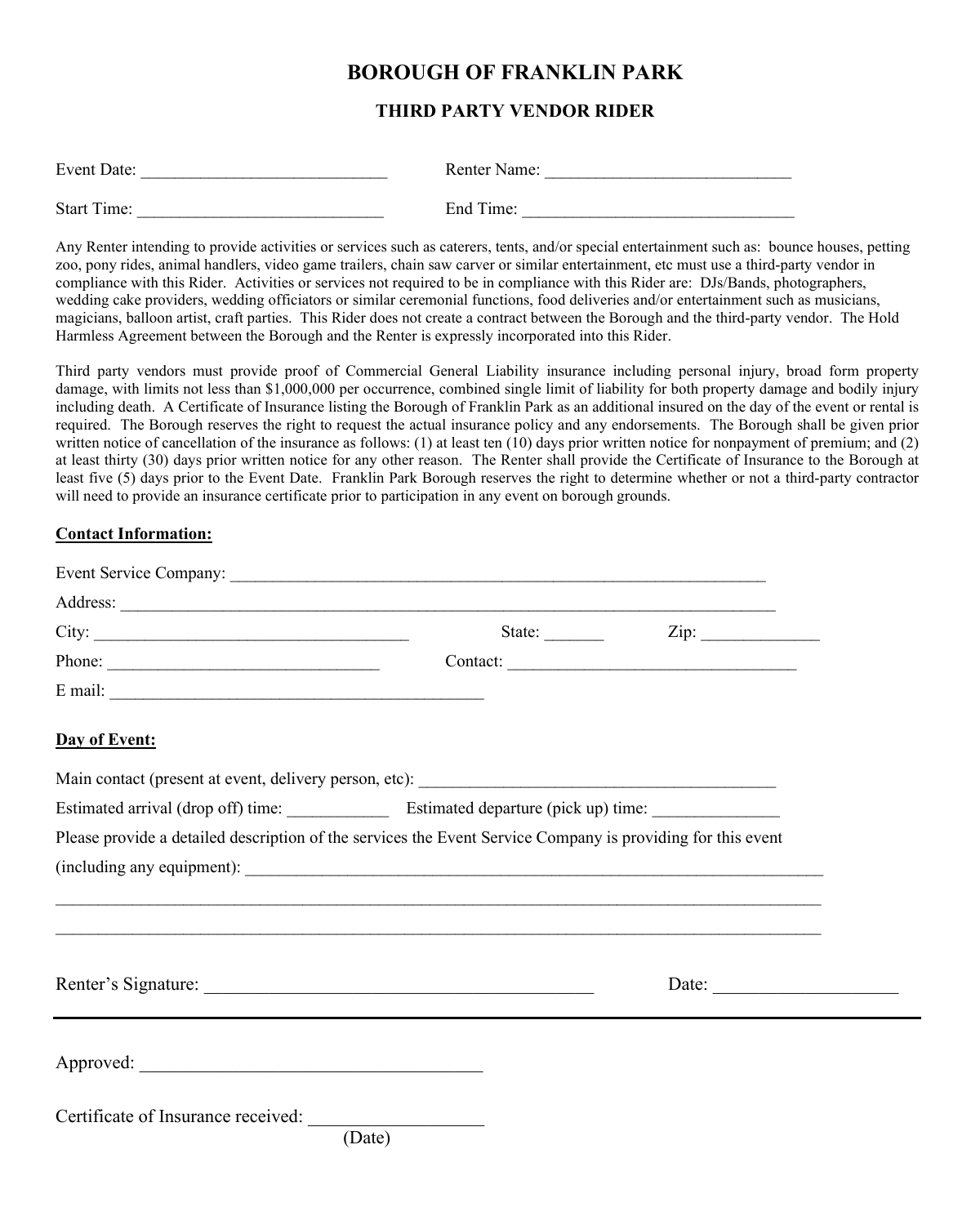# BOROUGH OF FRANKLIN PARK

## THIRD PARTY VENDOR RIDER

Event Date: ____________________________ Renter Name: ____________________________

Start Time: ____________________________ End Time: ________________________________

Any Renter intending to provide activities or services such as caterers, tents, and/or special entertainment such as: bounce houses, petting zoo, pony rides, animal handlers, video game trailers, chain saw carver or similar entertainment, etc must use a third-party vendor in compliance with this Rider. Activities or services not required to be in compliance with this Rider are: DJs/Bands, photographers, wedding cake providers, wedding officiators or similar ceremonial functions, food deliveries and/or entertainment such as musicians, magicians, balloon artist, craft parties. This Rider does not create a contract between the Borough and the third-party vendor. The Hold Harmless Agreement between the Borough and the Renter is expressly incorporated into this Rider.

Third party vendors must provide proof of Commercial General Liability insurance including personal injury, broad form property damage, with limits not less than $1,000,000 per occurrence, combined single limit of liability for both property damage and bodily injury including death. A Certificate of Insurance listing the Borough of Franklin Park as an additional insured on the day of the event or rental is required. The Borough reserves the right to request the actual insurance policy and any endorsements. The Borough shall be given prior written notice of cancellation of the insurance as follows: (1) at least ten (10) days prior written notice for nonpayment of premium; and (2) at least thirty (30) days prior written notice for any other reason. The Renter shall provide the Certificate of Insurance to the Borough at least five (5) days prior to the Event Date. Franklin Park Borough reserves the right to determine whether or not a third-party contractor will need to provide an insurance certificate prior to participation in any event on borough grounds.

**Contact Information:**

Event Service Company: ________________________________________________________________

Address: ________________________________________________________________________________

City: _____________________________________ State: _______ Zip: ______________

Phone: ________________________________ Contact: __________________________________

E mail: ______________________________________________

**Day of Event:**

Main contact (present at event, delivery person, etc): __________________________________________

Estimated arrival (drop off) time: ____________ Estimated departure (pick up) time: _______________

Please provide a detailed description of the services the Event Service Company is providing for this event (including any equipment): ________________________________________________________________________

_____________________________________________________________________________________________

_____________________________________________________________________________________________

Renter's Signature: ____________________________________________ Date: ____________________

---

Approved: ______________________________________

Certificate of Insurance received: ___________________
(Date)